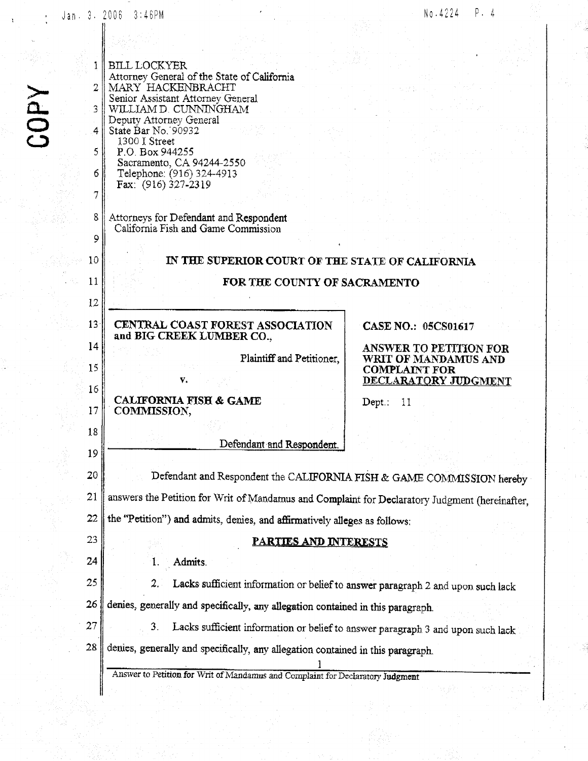BILL LOCKYER
Attorney General of the State of California
MARY HACKENBRACHT
Senior Assistant Attorney General
WILLIAM D. CUNNINGHAM
Deputy Attorney General
State Bar No. 90932
1300 I Street
P.O. Box 944255
Sacramento, CA 94244-2550
Telephone: (916) 324-4913
Fax: (916) 327-2319

Attorneys for Defendant and Respondent
California Fish and Game Commission

**IN THE SUPERIOR COURT OF THE STATE OF CALIFORNIA**

**FOR THE COUNTY OF SACRAMENTO**

| | |
|---|---|
| **CENTRAL COAST FOREST ASSOCIATION and BIG CREEK LUMBER CO.,**<br><br>Plaintiff and Petitioner,<br><br>v.<br><br>**CALIFORNIA FISH & GAME COMMISSION,**<br><br>Defendant and Respondent. | **CASE NO.: 05CS01617**<br><br>**ANSWER TO PETITION FOR WRIT OF MANDAMUS AND COMPLAINT FOR DECLARATORY JUDGMENT**<br><br>Dept.: 11 |

Defendant and Respondent the CALIFORNIA FISH & GAME COMMISSION hereby answers the Petition for Writ of Mandamus and Complaint for Declaratory Judgment (hereinafter, the "Petition") and admits, denies, and affirmatively alleges as follows:

**PARTIES AND INTERESTS**

1. Admits.

2. Lacks sufficient information or belief to answer paragraph 2 and upon such lack denies, generally and specifically, any allegation contained in this paragraph.

3. Lacks sufficient information or belief to answer paragraph 3 and upon such lack denies, generally and specifically, any allegation contained in this paragraph.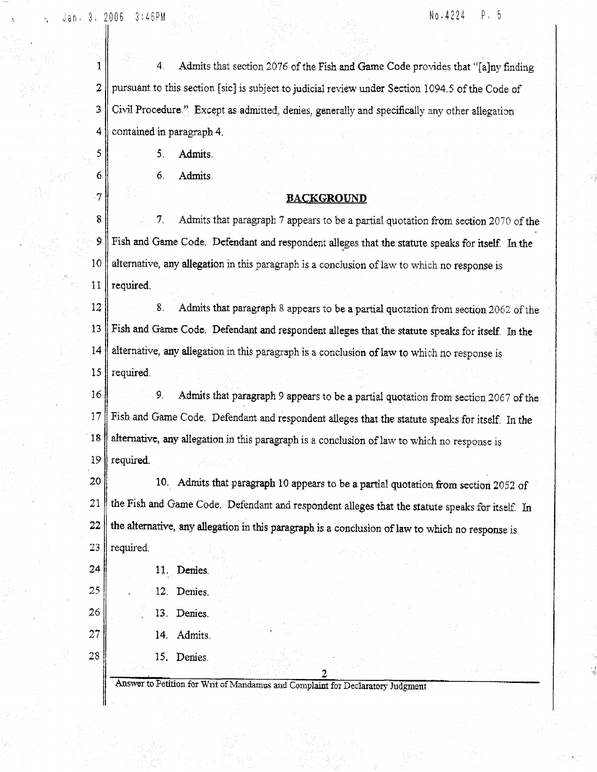4. Admits that section 2076 of the Fish and Game Code provides that "[a]ny finding pursuant to this section [sic] is subject to judicial review under Section 1094.5 of the Code of Civil Procedure." Except as admitted, denies, generally and specifically any other allegation contained in paragraph 4.

5. Admits.

6. Admits.

## BACKGROUND

7. Admits that paragraph 7 appears to be a partial quotation from section 2070 of the Fish and Game Code. Defendant and respondent alleges that the statute speaks for itself. In the alternative, any allegation in this paragraph is a conclusion of law to which no response is required.

8. Admits that paragraph 8 appears to be a partial quotation from section 2062 of the Fish and Game Code. Defendant and respondent alleges that the statute speaks for itself. In the alternative, any allegation in this paragraph is a conclusion of law to which no response is required.

9. Admits that paragraph 9 appears to be a partial quotation from section 2067 of the Fish and Game Code. Defendant and respondent alleges that the statute speaks for itself. In the alternative, any allegation in this paragraph is a conclusion of law to which no response is required.

10. Admits that paragraph 10 appears to be a partial quotation from section 2052 of the Fish and Game Code. Defendant and respondent alleges that the statute speaks for itself. In the alternative, any allegation in this paragraph is a conclusion of law to which no response is required.

11. Denies.

12. Denies.

13. Denies.

14. Admits.

15. Denies.

Answer to Petition for Writ of Mandamus and Complaint for Declaratory Judgment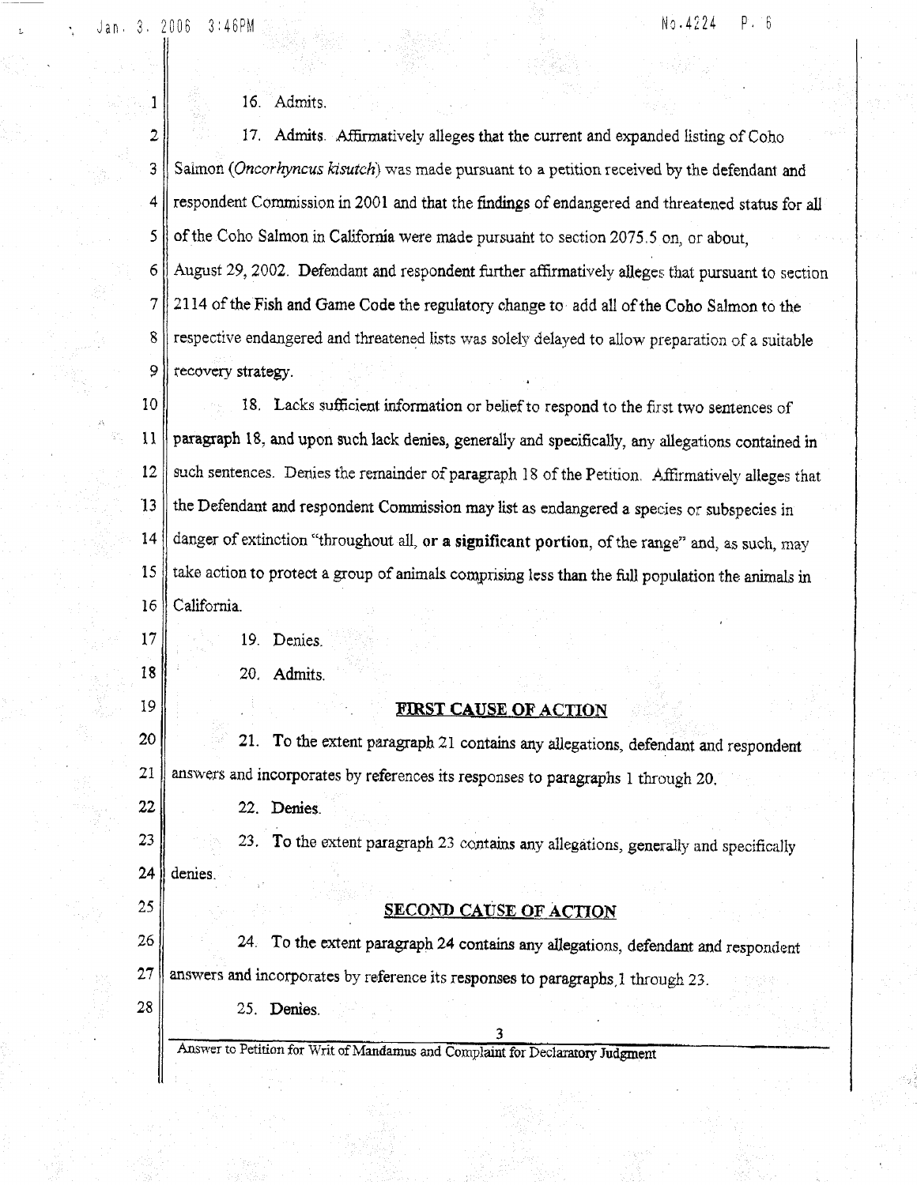16. Admits.

17. Admits. Affirmatively alleges that the current and expanded listing of Coho Salmon (*Oncorhyncus kisutch*) was made pursuant to a petition received by the defendant and respondent Commission in 2001 and that the findings of endangered and threatened status for all of the Coho Salmon in California were made pursuant to section 2075.5 on, or about, August 29, 2002. Defendant and respondent further affirmatively alleges that pursuant to section 2114 of the Fish and Game Code the regulatory change to add all of the Coho Salmon to the respective endangered and threatened lists was solely delayed to allow preparation of a suitable recovery strategy.

18. Lacks sufficient information or belief to respond to the first two sentences of paragraph 18, and upon such lack denies, generally and specifically, any allegations contained in such sentences. Denies the remainder of paragraph 18 of the Petition. Affirmatively alleges that the Defendant and respondent Commission may list as endangered a species or subspecies in danger of extinction "throughout all, or a significant portion, of the range" and, as such, may take action to protect a group of animals comprising less than the full population the animals in California.

19. Denies.

20. Admits.

## FIRST CAUSE OF ACTION

21. To the extent paragraph 21 contains any allegations, defendant and respondent answers and incorporates by references its responses to paragraphs 1 through 20.

22. Denies.

23. To the extent paragraph 23 contains any allegations, generally and specifically denies.

## SECOND CAUSE OF ACTION

24. To the extent paragraph 24 contains any allegations, defendant and respondent answers and incorporates by reference its responses to paragraphs 1 through 23.

25. Denies.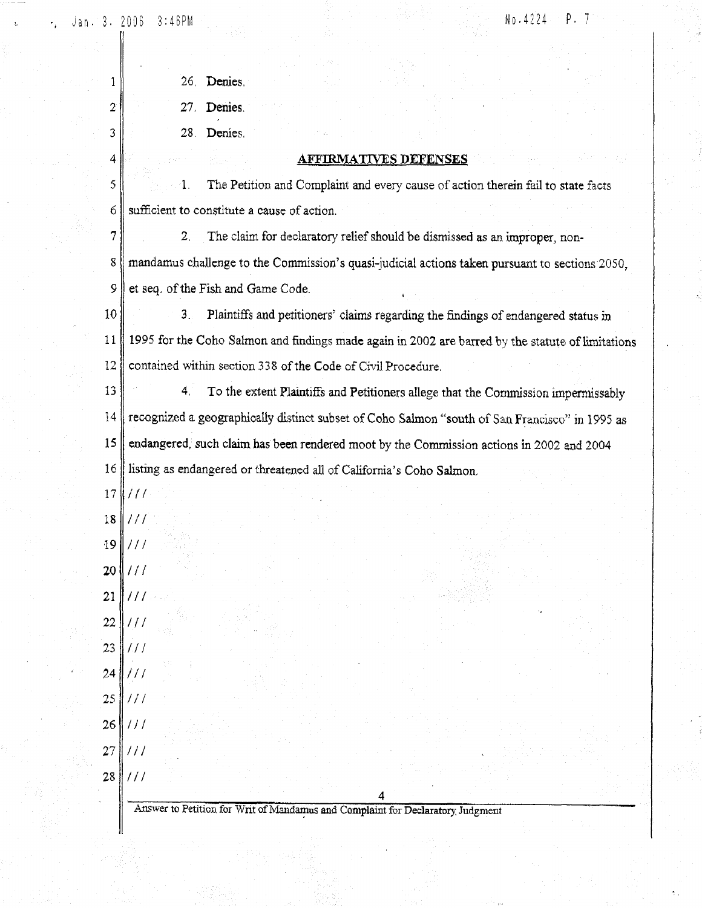26. Denies.

27. Denies.

28. Denies.

## AFFIRMATIVES DEFENSES

1. The Petition and Complaint and every cause of action therein fail to state facts sufficient to constitute a cause of action.

2. The claim for declaratory relief should be dismissed as an improper, non-mandamus challenge to the Commission's quasi-judicial actions taken pursuant to sections 2050, et seq. of the Fish and Game Code.

3. Plaintiffs and petitioners' claims regarding the findings of endangered status in 1995 for the Coho Salmon and findings made again in 2002 are barred by the statute of limitations contained within section 338 of the Code of Civil Procedure.

4. To the extent Plaintiffs and Petitioners allege that the Commission impermissably recognized a geographically distinct subset of Coho Salmon "south of San Francisco" in 1995 as endangered, such claim has been rendered moot by the Commission actions in 2002 and 2004 listing as endangered or threatened all of California's Coho Salmon.

///

Answer to Petition for Writ of Mandamus and Complaint for Declaratory Judgment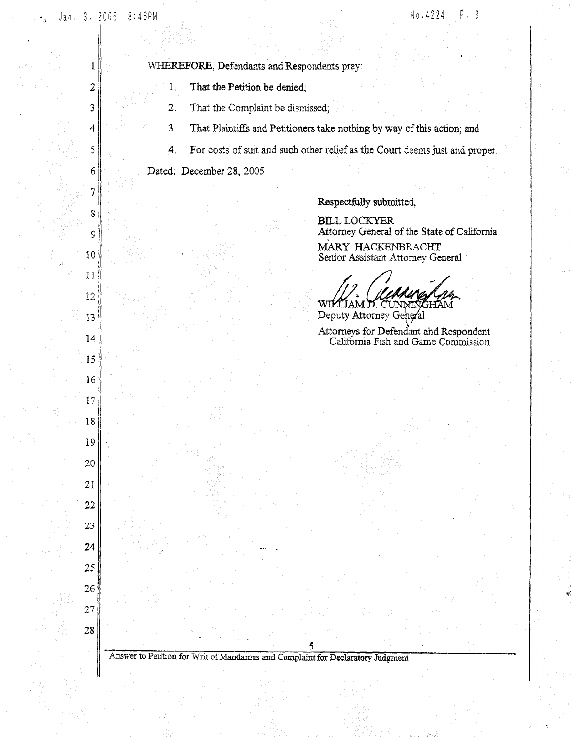WHEREFORE, Defendants and Respondents pray:

1. That the Petition be denied;
2. That the Complaint be dismissed;
3. That Plaintiffs and Petitioners take nothing by way of this action; and
4. For costs of suit and such other relief as the Court deems just and proper.

Dated: December 28, 2005

Respectfully submitted,

BILL LOCKYER
Attorney General of the State of California
MARY HACKENBRACHT
Senior Assistant Attorney General

WILLIAM D. CUNNINGHAM
Deputy Attorney General

Attorneys for Defendant and Respondent
California Fish and Game Commission

Answer to Petition for Writ of Mandamus and Complaint for Declaratory Judgment